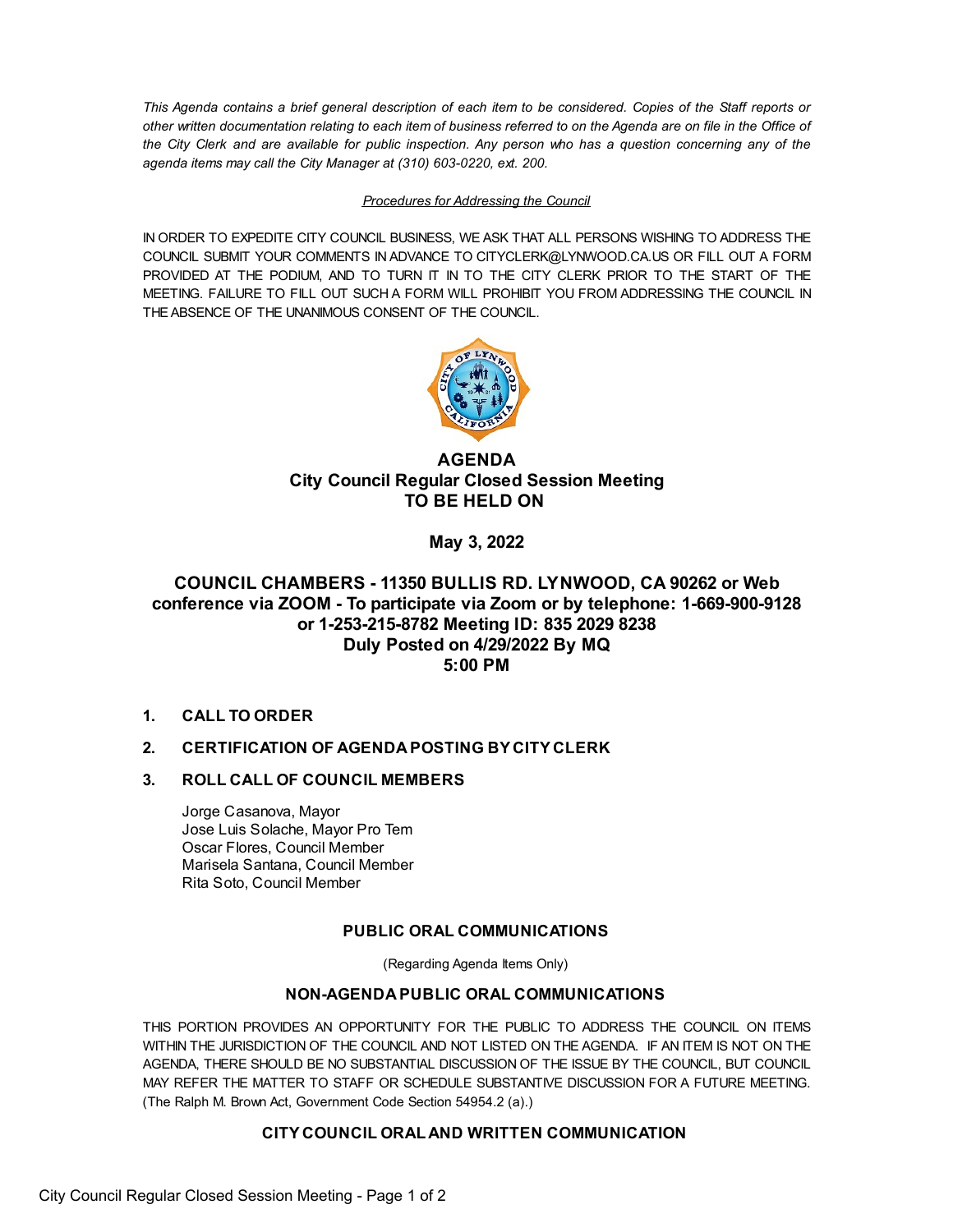*This Agenda contains a brief general description of each item to be considered. Copies of the Staff reports or other written documentation relating to each item of business referred to on the Agenda are on file in the Office of the City Clerk and are available for public inspection. Any person who has a question concerning any of the agenda items may call the City Manager at (310) 603-0220, ext. 200.*

*Procedures for Addressing the Council*

IN ORDER TO EXPEDITE CITY COUNCIL BUSINESS, WE ASK THAT ALL PERSONS WISHING TO ADDRESS THE COUNCIL SUBMIT YOUR COMMENTS IN ADVANCE TO CITYCLERK@LYNWOOD.CA.US OR FILL OUT A FORM PROVIDED AT THE PODIUM, AND TO TURN IT IN TO THE CITY CLERK PRIOR TO THE START OF THE MEETING. FAILURE TO FILL OUT SUCH A FORM WILL PROHIBIT YOU FROM ADDRESSING THE COUNCIL IN THE ABSENCE OF THE UNANIMOUS CONSENT OF THE COUNCIL.

# AGENDA
## City Council Regular Closed Session Meeting
## TO BE HELD ON

## May 3, 2022

## COUNCIL CHAMBERS - 11350 BULLIS RD. LYNWOOD, CA 90262 or Web conference via ZOOM - To participate via Zoom or by telephone: 1-669-900-9128 or 1-253-215-8782 Meeting ID: 835 2029 8238
## Duly Posted on 4/29/2022 By MQ
## 5:00 PM

1. **CALL TO ORDER**

2. **CERTIFICATION OF AGENDA POSTING BY CITY CLERK**

3. **ROLL CALL OF COUNCIL MEMBERS**

   Jorge Casanova, Mayor
   Jose Luis Solache, Mayor Pro Tem
   Oscar Flores, Council Member
   Marisela Santana, Council Member
   Rita Soto, Council Member

### PUBLIC ORAL COMMUNICATIONS

(Regarding Agenda Items Only)

### NON-AGENDA PUBLIC ORAL COMMUNICATIONS

THIS PORTION PROVIDES AN OPPORTUNITY FOR THE PUBLIC TO ADDRESS THE COUNCIL ON ITEMS WITHIN THE JURISDICTION OF THE COUNCIL AND NOT LISTED ON THE AGENDA. IF AN ITEM IS NOT ON THE AGENDA, THERE SHOULD BE NO SUBSTANTIAL DISCUSSION OF THE ISSUE BY THE COUNCIL, BUT COUNCIL MAY REFER THE MATTER TO STAFF OR SCHEDULE SUBSTANTIVE DISCUSSION FOR A FUTURE MEETING. (The Ralph M. Brown Act, Government Code Section 54954.2 (a).)

### CITY COUNCIL ORAL AND WRITTEN COMMUNICATION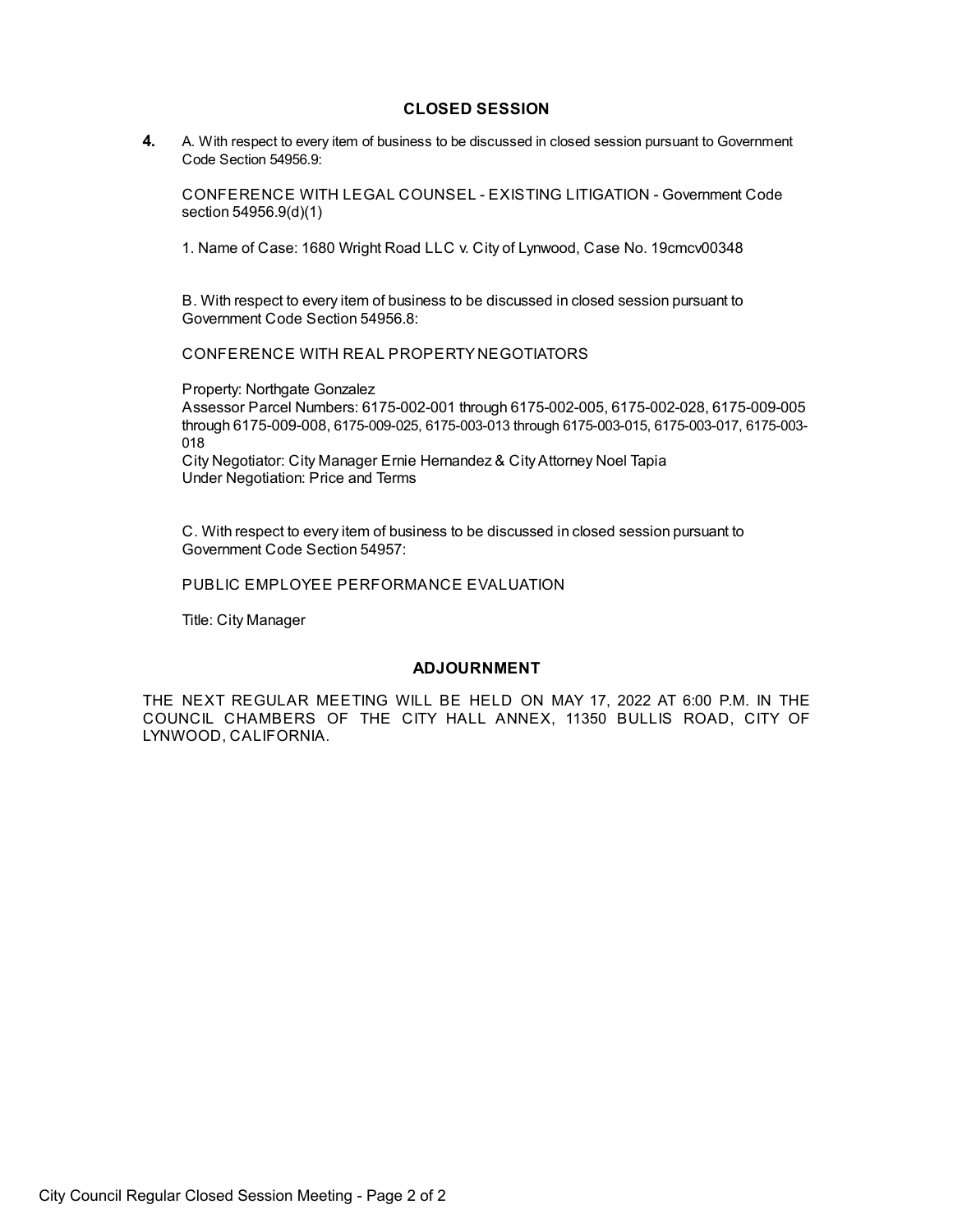## CLOSED SESSION

**4.** A. With respect to every item of business to be discussed in closed session pursuant to Government Code Section 54956.9:

CONFERENCE WITH LEGAL COUNSEL - EXISTING LITIGATION - Government Code section 54956.9(d)(1)

1. Name of Case: 1680 Wright Road LLC v. City of Lynwood, Case No. 19cmcv00348

B. With respect to every item of business to be discussed in closed session pursuant to Government Code Section 54956.8:

CONFERENCE WITH REAL PROPERTY NEGOTIATORS

Property: Northgate Gonzalez
Assessor Parcel Numbers: 6175-002-001 through 6175-002-005, 6175-002-028, 6175-009-005 through 6175-009-008, 6175-009-025, 6175-003-013 through 6175-003-015, 6175-003-017, 6175-003-018
City Negotiator: City Manager Ernie Hernandez & City Attorney Noel Tapia
Under Negotiation: Price and Terms

C. With respect to every item of business to be discussed in closed session pursuant to Government Code Section 54957:

PUBLIC EMPLOYEE PERFORMANCE EVALUATION

Title: City Manager

## ADJOURNMENT

THE NEXT REGULAR MEETING WILL BE HELD ON MAY 17, 2022 AT 6:00 P.M. IN THE COUNCIL CHAMBERS OF THE CITY HALL ANNEX, 11350 BULLIS ROAD, CITY OF LYNWOOD, CALIFORNIA.